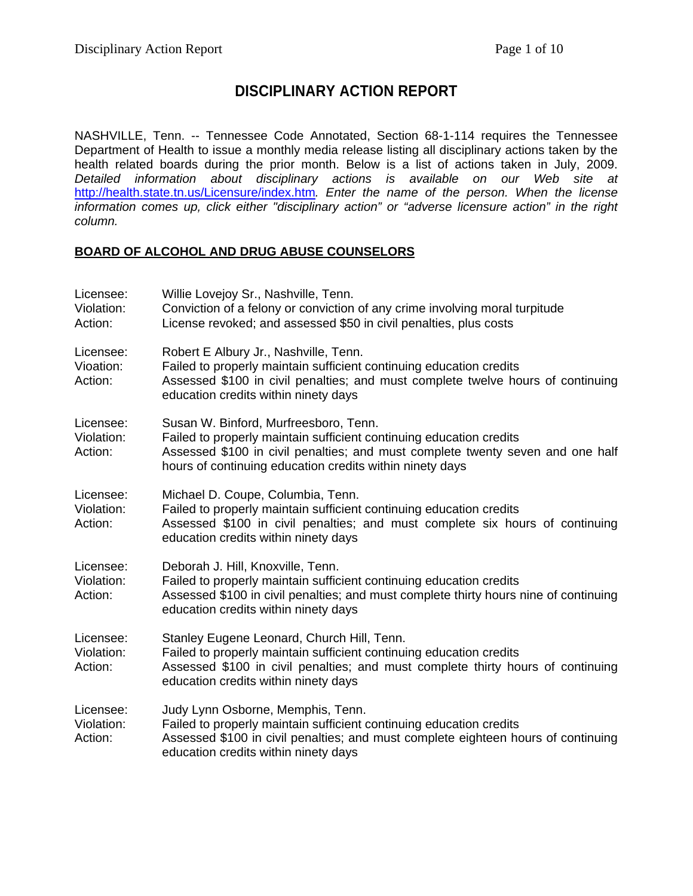# DISCIPLINARY ACTION REPORT

NASHVILLE, Tenn. -- Tennessee Code Annotated, Section 68-1-114 requires the Tennessee Department of Health to issue a monthly media release listing all disciplinary actions taken by the health related boards during the prior month. Below is a list of actions taken in July, 2009. *Detailed information about disciplinary actions is available on our Web site at* http://health.state.tn.us/Licensure/index.htm*. Enter the name of the person. When the license information comes up, click either "disciplinary action" or "adverse licensure action" in the right column.*

## BOARD OF ALCOHOL AND DRUG ABUSE COUNSELORS

Licensee: Willie Lovejoy Sr., Nashville, Tenn.
Violation: Conviction of a felony or conviction of any crime involving moral turpitude
Action: License revoked; and assessed $50 in civil penalties, plus costs

Licensee: Robert E Albury Jr., Nashville, Tenn.
Vioation: Failed to properly maintain sufficient continuing education credits
Action: Assessed $100 in civil penalties; and must complete twelve hours of continuing education credits within ninety days

Licensee: Susan W. Binford, Murfreesboro, Tenn.
Violation: Failed to properly maintain sufficient continuing education credits
Action: Assessed $100 in civil penalties; and must complete twenty seven and one half hours of continuing education credits within ninety days

Licensee: Michael D. Coupe, Columbia, Tenn.
Violation: Failed to properly maintain sufficient continuing education credits
Action: Assessed $100 in civil penalties; and must complete six hours of continuing education credits within ninety days

Licensee: Deborah J. Hill, Knoxville, Tenn.
Violation: Failed to properly maintain sufficient continuing education credits
Action: Assessed $100 in civil penalties; and must complete thirty hours nine of continuing education credits within ninety days

Licensee: Stanley Eugene Leonard, Church Hill, Tenn.
Violation: Failed to properly maintain sufficient continuing education credits
Action: Assessed $100 in civil penalties; and must complete thirty hours of continuing education credits within ninety days

Licensee: Judy Lynn Osborne, Memphis, Tenn.
Violation: Failed to properly maintain sufficient continuing education credits
Action: Assessed $100 in civil penalties; and must complete eighteen hours of continuing education credits within ninety days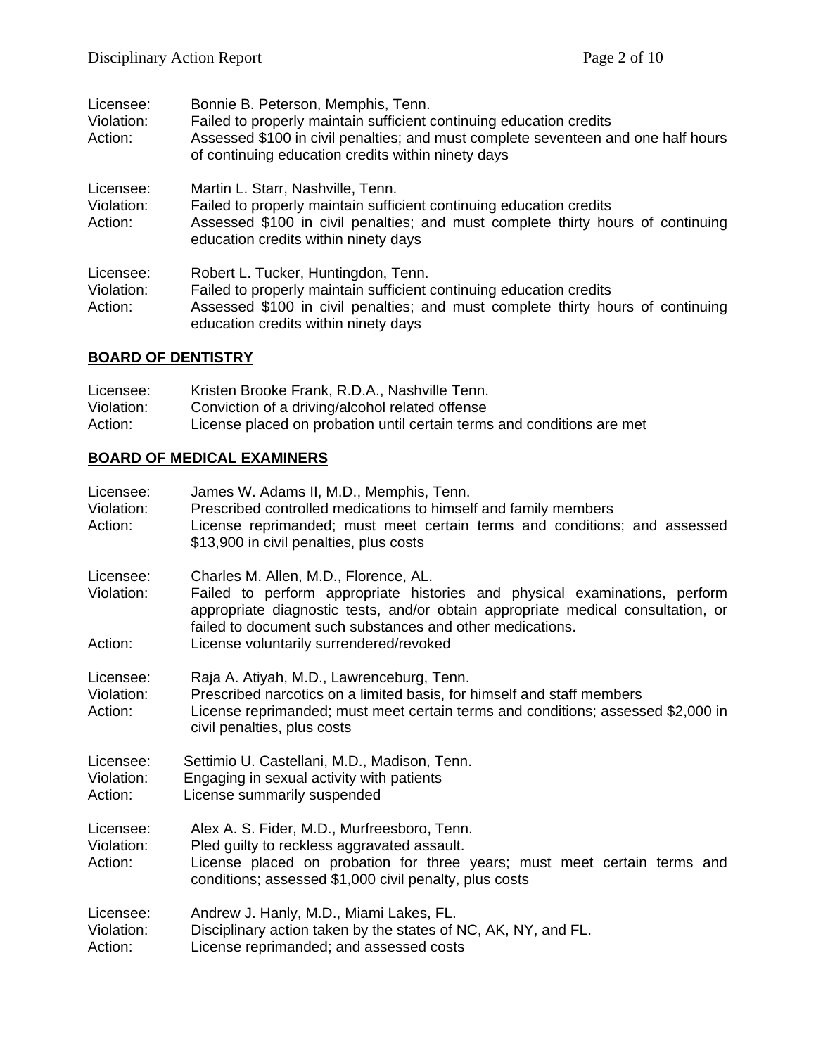Licensee: Bonnie B. Peterson, Memphis, Tenn.
Violation: Failed to properly maintain sufficient continuing education credits
Action: Assessed $100 in civil penalties; and must complete seventeen and one half hours of continuing education credits within ninety days

Licensee: Martin L. Starr, Nashville, Tenn.
Violation: Failed to properly maintain sufficient continuing education credits
Action: Assessed $100 in civil penalties; and must complete thirty hours of continuing education credits within ninety days

Licensee: Robert L. Tucker, Huntingdon, Tenn.
Violation: Failed to properly maintain sufficient continuing education credits
Action: Assessed $100 in civil penalties; and must complete thirty hours of continuing education credits within ninety days

## BOARD OF DENTISTRY

Licensee: Kristen Brooke Frank, R.D.A., Nashville Tenn.
Violation: Conviction of a driving/alcohol related offense
Action: License placed on probation until certain terms and conditions are met

## BOARD OF MEDICAL EXAMINERS

Licensee: James W. Adams II, M.D., Memphis, Tenn.
Violation: Prescribed controlled medications to himself and family members
Action: License reprimanded; must meet certain terms and conditions; and assessed $13,900 in civil penalties, plus costs

Licensee: Charles M. Allen, M.D., Florence, AL.
Violation: Failed to perform appropriate histories and physical examinations, perform appropriate diagnostic tests, and/or obtain appropriate medical consultation, or failed to document such substances and other medications.
Action: License voluntarily surrendered/revoked

Licensee: Raja A. Atiyah, M.D., Lawrenceburg, Tenn.
Violation: Prescribed narcotics on a limited basis, for himself and staff members
Action: License reprimanded; must meet certain terms and conditions; assessed $2,000 in civil penalties, plus costs

Licensee: Settimio U. Castellani, M.D., Madison, Tenn.
Violation: Engaging in sexual activity with patients
Action: License summarily suspended

Licensee: Alex A. S. Fider, M.D., Murfreesboro, Tenn.
Violation: Pled guilty to reckless aggravated assault.
Action: License placed on probation for three years; must meet certain terms and conditions; assessed $1,000 civil penalty, plus costs

Licensee: Andrew J. Hanly, M.D., Miami Lakes, FL.
Violation: Disciplinary action taken by the states of NC, AK, NY, and FL.
Action: License reprimanded; and assessed costs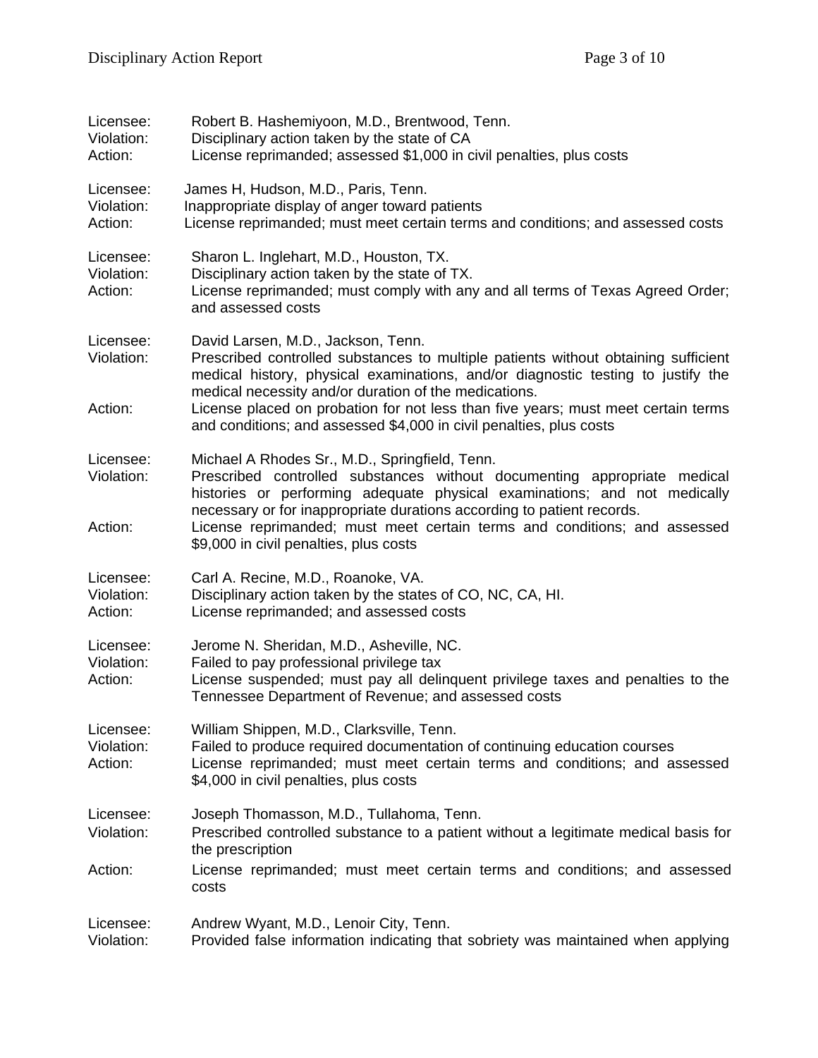Licensee: Robert B. Hashemiyoon, M.D., Brentwood, Tenn.
Violation: Disciplinary action taken by the state of CA
Action: License reprimanded; assessed $1,000 in civil penalties, plus costs

Licensee: James H, Hudson, M.D., Paris, Tenn.
Violation: Inappropriate display of anger toward patients
Action: License reprimanded; must meet certain terms and conditions; and assessed costs

Licensee: Sharon L. Inglehart, M.D., Houston, TX.
Violation: Disciplinary action taken by the state of TX.
Action: License reprimanded; must comply with any and all terms of Texas Agreed Order; and assessed costs

Licensee: David Larsen, M.D., Jackson, Tenn.
Violation: Prescribed controlled substances to multiple patients without obtaining sufficient medical history, physical examinations, and/or diagnostic testing to justify the medical necessity and/or duration of the medications.
Action: License placed on probation for not less than five years; must meet certain terms and conditions; and assessed $4,000 in civil penalties, plus costs

Licensee: Michael A Rhodes Sr., M.D., Springfield, Tenn.
Violation: Prescribed controlled substances without documenting appropriate medical histories or performing adequate physical examinations; and not medically necessary or for inappropriate durations according to patient records.
Action: License reprimanded; must meet certain terms and conditions; and assessed $9,000 in civil penalties, plus costs

Licensee: Carl A. Recine, M.D., Roanoke, VA.
Violation: Disciplinary action taken by the states of CO, NC, CA, HI.
Action: License reprimanded; and assessed costs

Licensee: Jerome N. Sheridan, M.D., Asheville, NC.
Violation: Failed to pay professional privilege tax
Action: License suspended; must pay all delinquent privilege taxes and penalties to the Tennessee Department of Revenue; and assessed costs

Licensee: William Shippen, M.D., Clarksville, Tenn.
Violation: Failed to produce required documentation of continuing education courses
Action: License reprimanded; must meet certain terms and conditions; and assessed $4,000 in civil penalties, plus costs

Licensee: Joseph Thomasson, M.D., Tullahoma, Tenn.
Violation: Prescribed controlled substance to a patient without a legitimate medical basis for the prescription
Action: License reprimanded; must meet certain terms and conditions; and assessed costs

Licensee: Andrew Wyant, M.D., Lenoir City, Tenn.
Violation: Provided false information indicating that sobriety was maintained when applying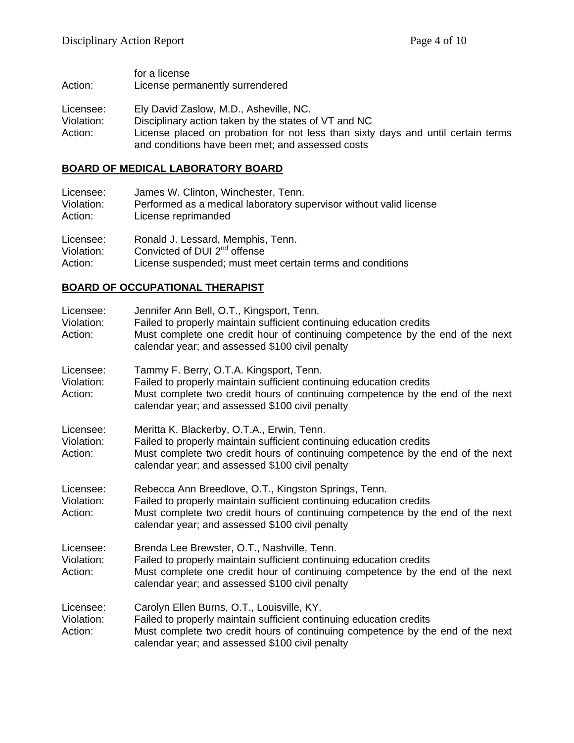for a license

Action: License permanently surrendered

Licensee: Ely David Zaslow, M.D., Asheville, NC.
Violation: Disciplinary action taken by the states of VT and NC
Action: License placed on probation for not less than sixty days and until certain terms and conditions have been met; and assessed costs

## BOARD OF MEDICAL LABORATORY BOARD

Licensee: James W. Clinton, Winchester, Tenn.
Violation: Performed as a medical laboratory supervisor without valid license
Action: License reprimanded

Licensee: Ronald J. Lessard, Memphis, Tenn.
Violation: Convicted of DUI 2nd offense
Action: License suspended; must meet certain terms and conditions

## BOARD OF OCCUPATIONAL THERAPIST

Licensee: Jennifer Ann Bell, O.T., Kingsport, Tenn.
Violation: Failed to properly maintain sufficient continuing education credits
Action: Must complete one credit hour of continuing competence by the end of the next calendar year; and assessed $100 civil penalty

Licensee: Tammy F. Berry, O.T.A. Kingsport, Tenn.
Violation: Failed to properly maintain sufficient continuing education credits
Action: Must complete two credit hours of continuing competence by the end of the next calendar year; and assessed $100 civil penalty

Licensee: Meritta K. Blackerby, O.T.A., Erwin, Tenn.
Violation: Failed to properly maintain sufficient continuing education credits
Action: Must complete two credit hours of continuing competence by the end of the next calendar year; and assessed $100 civil penalty

Licensee: Rebecca Ann Breedlove, O.T., Kingston Springs, Tenn.
Violation: Failed to properly maintain sufficient continuing education credits
Action: Must complete two credit hours of continuing competence by the end of the next calendar year; and assessed $100 civil penalty

Licensee: Brenda Lee Brewster, O.T., Nashville, Tenn.
Violation: Failed to properly maintain sufficient continuing education credits
Action: Must complete one credit hour of continuing competence by the end of the next calendar year; and assessed $100 civil penalty

Licensee: Carolyn Ellen Burns, O.T., Louisville, KY.
Violation: Failed to properly maintain sufficient continuing education credits
Action: Must complete two credit hours of continuing competence by the end of the next calendar year; and assessed $100 civil penalty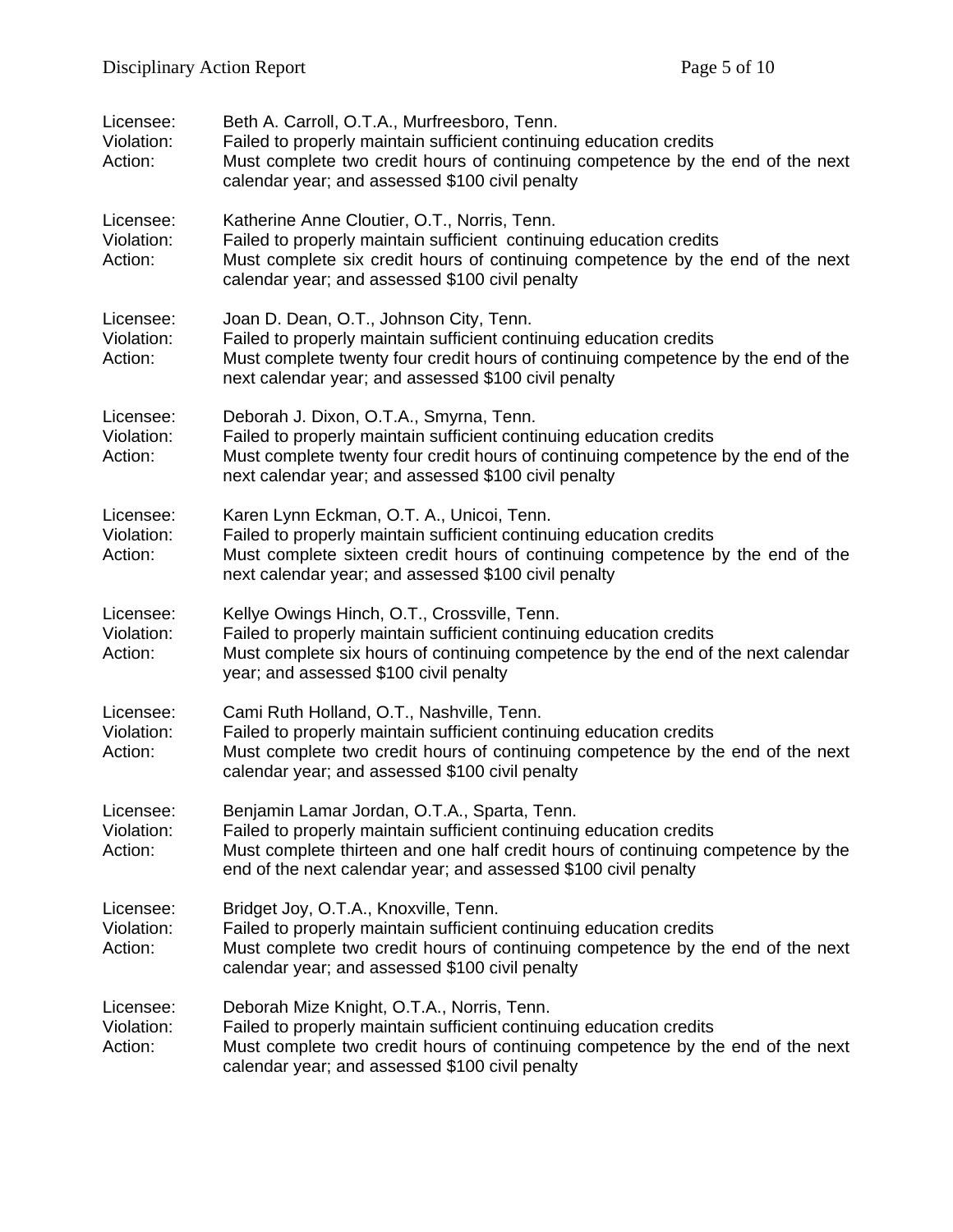Licensee: Beth A. Carroll, O.T.A., Murfreesboro, Tenn.
Violation: Failed to properly maintain sufficient continuing education credits
Action: Must complete two credit hours of continuing competence by the end of the next calendar year; and assessed $100 civil penalty

Licensee: Katherine Anne Cloutier, O.T., Norris, Tenn.
Violation: Failed to properly maintain sufficient continuing education credits
Action: Must complete six credit hours of continuing competence by the end of the next calendar year; and assessed $100 civil penalty

Licensee: Joan D. Dean, O.T., Johnson City, Tenn.
Violation: Failed to properly maintain sufficient continuing education credits
Action: Must complete twenty four credit hours of continuing competence by the end of the next calendar year; and assessed $100 civil penalty

Licensee: Deborah J. Dixon, O.T.A., Smyrna, Tenn.
Violation: Failed to properly maintain sufficient continuing education credits
Action: Must complete twenty four credit hours of continuing competence by the end of the next calendar year; and assessed $100 civil penalty

Licensee: Karen Lynn Eckman, O.T. A., Unicoi, Tenn.
Violation: Failed to properly maintain sufficient continuing education credits
Action: Must complete sixteen credit hours of continuing competence by the end of the next calendar year; and assessed $100 civil penalty

Licensee: Kellye Owings Hinch, O.T., Crossville, Tenn.
Violation: Failed to properly maintain sufficient continuing education credits
Action: Must complete six hours of continuing competence by the end of the next calendar year; and assessed $100 civil penalty

Licensee: Cami Ruth Holland, O.T., Nashville, Tenn.
Violation: Failed to properly maintain sufficient continuing education credits
Action: Must complete two credit hours of continuing competence by the end of the next calendar year; and assessed $100 civil penalty

Licensee: Benjamin Lamar Jordan, O.T.A., Sparta, Tenn.
Violation: Failed to properly maintain sufficient continuing education credits
Action: Must complete thirteen and one half credit hours of continuing competence by the end of the next calendar year; and assessed $100 civil penalty

Licensee: Bridget Joy, O.T.A., Knoxville, Tenn.
Violation: Failed to properly maintain sufficient continuing education credits
Action: Must complete two credit hours of continuing competence by the end of the next calendar year; and assessed $100 civil penalty

Licensee: Deborah Mize Knight, O.T.A., Norris, Tenn.
Violation: Failed to properly maintain sufficient continuing education credits
Action: Must complete two credit hours of continuing competence by the end of the next calendar year; and assessed $100 civil penalty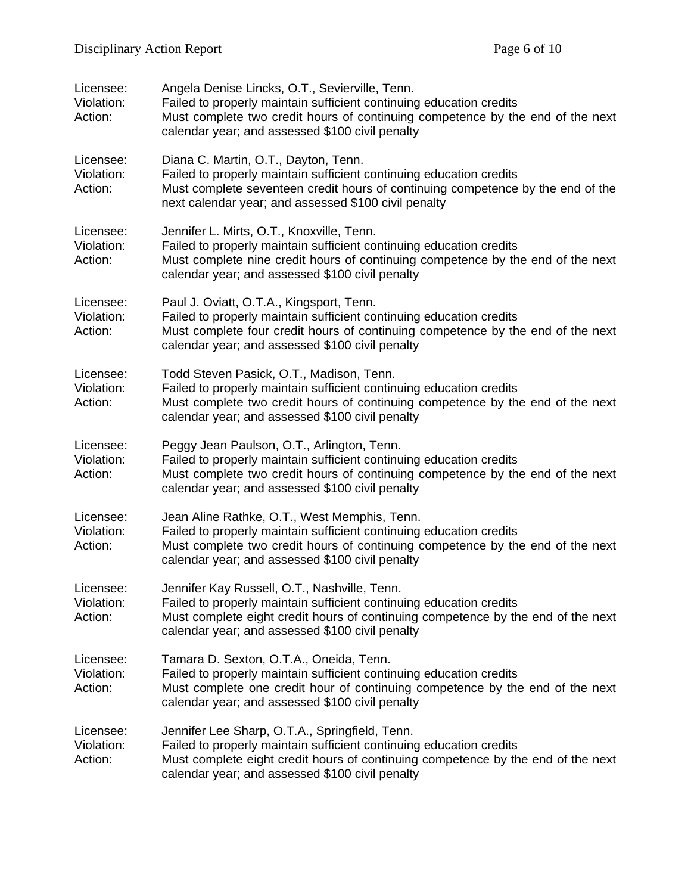Licensee: Angela Denise Lincks, O.T., Sevierville, Tenn.
Violation: Failed to properly maintain sufficient continuing education credits
Action: Must complete two credit hours of continuing competence by the end of the next calendar year; and assessed $100 civil penalty

Licensee: Diana C. Martin, O.T., Dayton, Tenn.
Violation: Failed to properly maintain sufficient continuing education credits
Action: Must complete seventeen credit hours of continuing competence by the end of the next calendar year; and assessed $100 civil penalty

Licensee: Jennifer L. Mirts, O.T., Knoxville, Tenn.
Violation: Failed to properly maintain sufficient continuing education credits
Action: Must complete nine credit hours of continuing competence by the end of the next calendar year; and assessed $100 civil penalty

Licensee: Paul J. Oviatt, O.T.A., Kingsport, Tenn.
Violation: Failed to properly maintain sufficient continuing education credits
Action: Must complete four credit hours of continuing competence by the end of the next calendar year; and assessed $100 civil penalty

Licensee: Todd Steven Pasick, O.T., Madison, Tenn.
Violation: Failed to properly maintain sufficient continuing education credits
Action: Must complete two credit hours of continuing competence by the end of the next calendar year; and assessed $100 civil penalty

Licensee: Peggy Jean Paulson, O.T., Arlington, Tenn.
Violation: Failed to properly maintain sufficient continuing education credits
Action: Must complete two credit hours of continuing competence by the end of the next calendar year; and assessed $100 civil penalty

Licensee: Jean Aline Rathke, O.T., West Memphis, Tenn.
Violation: Failed to properly maintain sufficient continuing education credits
Action: Must complete two credit hours of continuing competence by the end of the next calendar year; and assessed $100 civil penalty

Licensee: Jennifer Kay Russell, O.T., Nashville, Tenn.
Violation: Failed to properly maintain sufficient continuing education credits
Action: Must complete eight credit hours of continuing competence by the end of the next calendar year; and assessed $100 civil penalty

Licensee: Tamara D. Sexton, O.T.A., Oneida, Tenn.
Violation: Failed to properly maintain sufficient continuing education credits
Action: Must complete one credit hour of continuing competence by the end of the next calendar year; and assessed $100 civil penalty

Licensee: Jennifer Lee Sharp, O.T.A., Springfield, Tenn.
Violation: Failed to properly maintain sufficient continuing education credits
Action: Must complete eight credit hours of continuing competence by the end of the next calendar year; and assessed $100 civil penalty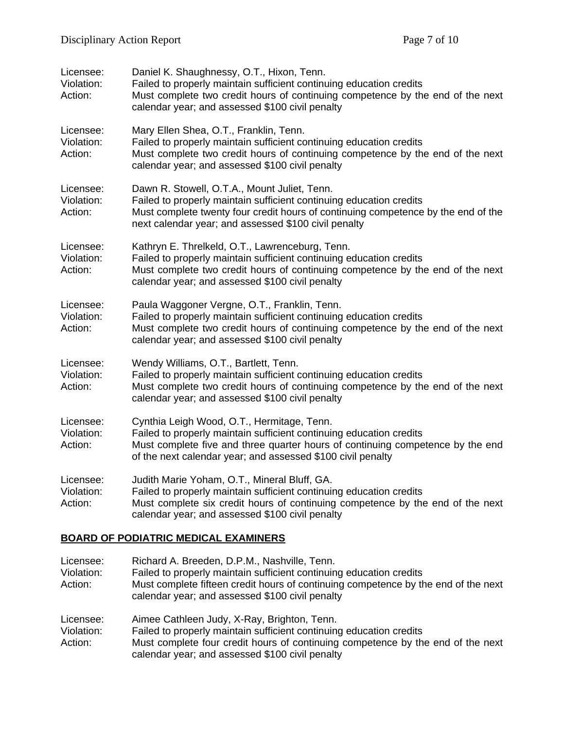Licensee: Daniel K. Shaughnessy, O.T., Hixon, Tenn.
Violation: Failed to properly maintain sufficient continuing education credits
Action: Must complete two credit hours of continuing competence by the end of the next calendar year; and assessed $100 civil penalty

Licensee: Mary Ellen Shea, O.T., Franklin, Tenn.
Violation: Failed to properly maintain sufficient continuing education credits
Action: Must complete two credit hours of continuing competence by the end of the next calendar year; and assessed $100 civil penalty

Licensee: Dawn R. Stowell, O.T.A., Mount Juliet, Tenn.
Violation: Failed to properly maintain sufficient continuing education credits
Action: Must complete twenty four credit hours of continuing competence by the end of the next calendar year; and assessed $100 civil penalty

Licensee: Kathryn E. Threlkeld, O.T., Lawrenceburg, Tenn.
Violation: Failed to properly maintain sufficient continuing education credits
Action: Must complete two credit hours of continuing competence by the end of the next calendar year; and assessed $100 civil penalty

Licensee: Paula Waggoner Vergne, O.T., Franklin, Tenn.
Violation: Failed to properly maintain sufficient continuing education credits
Action: Must complete two credit hours of continuing competence by the end of the next calendar year; and assessed $100 civil penalty

Licensee: Wendy Williams, O.T., Bartlett, Tenn.
Violation: Failed to properly maintain sufficient continuing education credits
Action: Must complete two credit hours of continuing competence by the end of the next calendar year; and assessed $100 civil penalty

Licensee: Cynthia Leigh Wood, O.T., Hermitage, Tenn.
Violation: Failed to properly maintain sufficient continuing education credits
Action: Must complete five and three quarter hours of continuing competence by the end of the next calendar year; and assessed $100 civil penalty

Licensee: Judith Marie Yoham, O.T., Mineral Bluff, GA.
Violation: Failed to properly maintain sufficient continuing education credits
Action: Must complete six credit hours of continuing competence by the end of the next calendar year; and assessed $100 civil penalty

## BOARD OF PODIATRIC MEDICAL EXAMINERS

Licensee: Richard A. Breeden, D.P.M., Nashville, Tenn.
Violation: Failed to properly maintain sufficient continuing education credits
Action: Must complete fifteen credit hours of continuing competence by the end of the next calendar year; and assessed $100 civil penalty

Licensee: Aimee Cathleen Judy, X-Ray, Brighton, Tenn.
Violation: Failed to properly maintain sufficient continuing education credits
Action: Must complete four credit hours of continuing competence by the end of the next calendar year; and assessed $100 civil penalty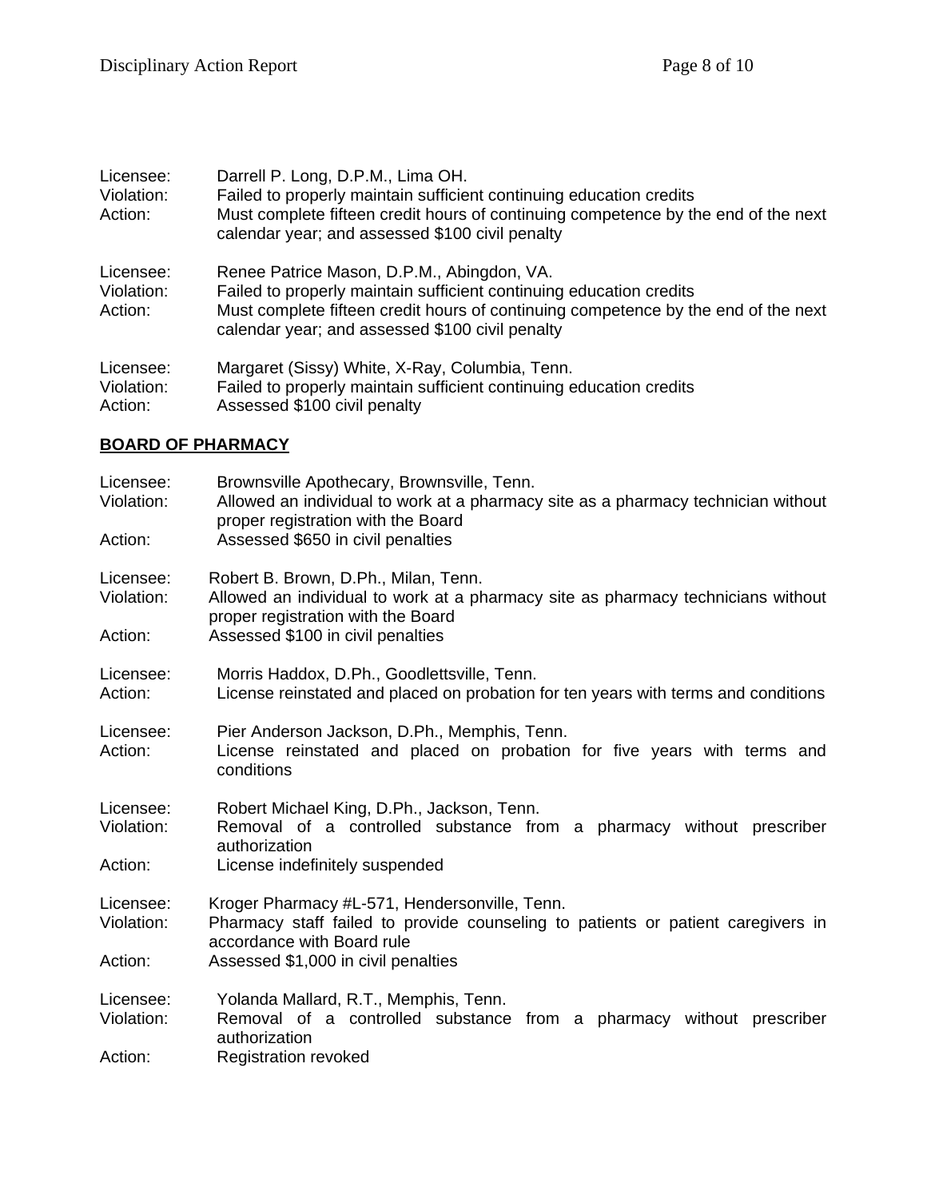Licensee: Darrell P. Long, D.P.M., Lima OH.
Violation: Failed to properly maintain sufficient continuing education credits
Action: Must complete fifteen credit hours of continuing competence by the end of the next calendar year; and assessed $100 civil penalty

Licensee: Renee Patrice Mason, D.P.M., Abingdon, VA.
Violation: Failed to properly maintain sufficient continuing education credits
Action: Must complete fifteen credit hours of continuing competence by the end of the next calendar year; and assessed $100 civil penalty

Licensee: Margaret (Sissy) White, X-Ray, Columbia, Tenn.
Violation: Failed to properly maintain sufficient continuing education credits
Action: Assessed $100 civil penalty

## BOARD OF PHARMACY

Licensee: Brownsville Apothecary, Brownsville, Tenn.
Violation: Allowed an individual to work at a pharmacy site as a pharmacy technician without proper registration with the Board
Action: Assessed $650 in civil penalties

Licensee: Robert B. Brown, D.Ph., Milan, Tenn.
Violation: Allowed an individual to work at a pharmacy site as pharmacy technicians without proper registration with the Board
Action: Assessed $100 in civil penalties

Licensee: Morris Haddox, D.Ph., Goodlettsville, Tenn.
Action: License reinstated and placed on probation for ten years with terms and conditions

Licensee: Pier Anderson Jackson, D.Ph., Memphis, Tenn.
Action: License reinstated and placed on probation for five years with terms and conditions

Licensee: Robert Michael King, D.Ph., Jackson, Tenn.
Violation: Removal of a controlled substance from a pharmacy without prescriber authorization
Action: License indefinitely suspended

Licensee: Kroger Pharmacy #L-571, Hendersonville, Tenn.
Violation: Pharmacy staff failed to provide counseling to patients or patient caregivers in accordance with Board rule
Action: Assessed $1,000 in civil penalties

Licensee: Yolanda Mallard, R.T., Memphis, Tenn.
Violation: Removal of a controlled substance from a pharmacy without prescriber authorization
Action: Registration revoked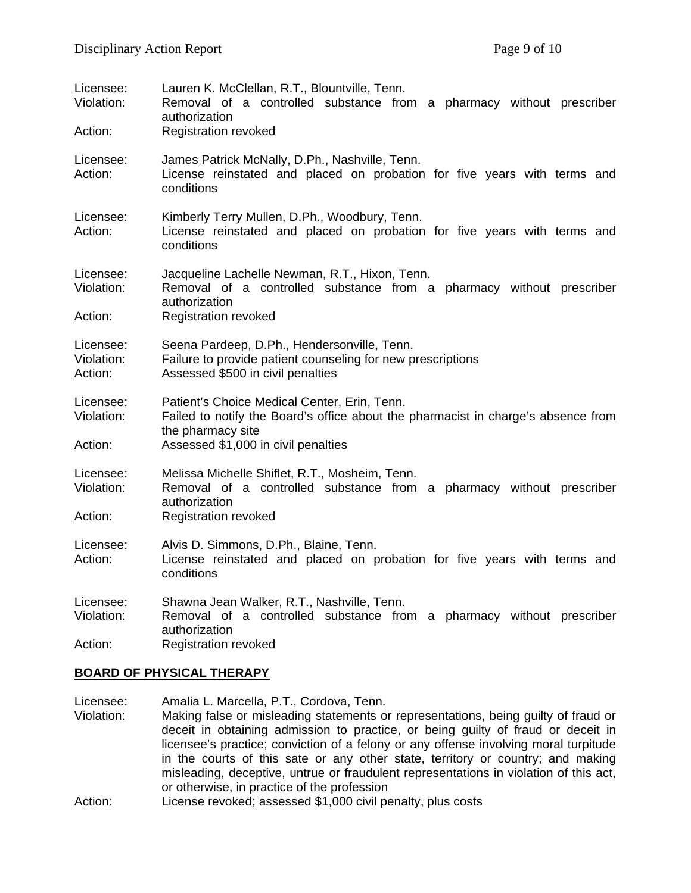Licensee: Lauren K. McClellan, R.T., Blountville, Tenn.
Violation: Removal of a controlled substance from a pharmacy without prescriber authorization
Action: Registration revoked

Licensee: James Patrick McNally, D.Ph., Nashville, Tenn.
Action: License reinstated and placed on probation for five years with terms and conditions

Licensee: Kimberly Terry Mullen, D.Ph., Woodbury, Tenn.
Action: License reinstated and placed on probation for five years with terms and conditions

Licensee: Jacqueline Lachelle Newman, R.T., Hixon, Tenn.
Violation: Removal of a controlled substance from a pharmacy without prescriber authorization
Action: Registration revoked

Licensee: Seena Pardeep, D.Ph., Hendersonville, Tenn.
Violation: Failure to provide patient counseling for new prescriptions
Action: Assessed $500 in civil penalties

Licensee: Patient's Choice Medical Center, Erin, Tenn.
Violation: Failed to notify the Board's office about the pharmacist in charge's absence from the pharmacy site
Action: Assessed $1,000 in civil penalties

Licensee: Melissa Michelle Shiflet, R.T., Mosheim, Tenn.
Violation: Removal of a controlled substance from a pharmacy without prescriber authorization
Action: Registration revoked

Licensee: Alvis D. Simmons, D.Ph., Blaine, Tenn.
Action: License reinstated and placed on probation for five years with terms and conditions

Licensee: Shawna Jean Walker, R.T., Nashville, Tenn.
Violation: Removal of a controlled substance from a pharmacy without prescriber authorization
Action: Registration revoked

## BOARD OF PHYSICAL THERAPY

Licensee: Amalia L. Marcella, P.T., Cordova, Tenn.
Violation: Making false or misleading statements or representations, being guilty of fraud or deceit in obtaining admission to practice, or being guilty of fraud or deceit in licensee's practice; conviction of a felony or any offense involving moral turpitude in the courts of this sate or any other state, territory or country; and making misleading, deceptive, untrue or fraudulent representations in violation of this act, or otherwise, in practice of the profession
Action: License revoked; assessed $1,000 civil penalty, plus costs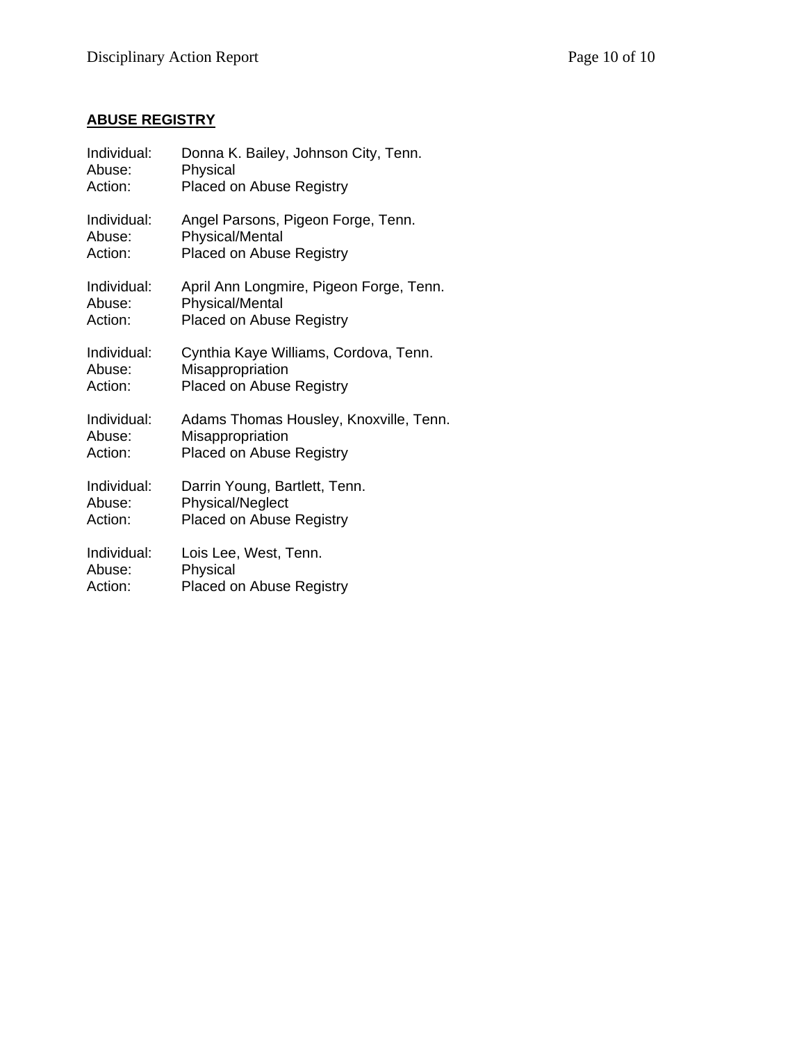**ABUSE REGISTRY**

Individual: Donna K. Bailey, Johnson City, Tenn.
Abuse: Physical
Action: Placed on Abuse Registry

Individual: Angel Parsons, Pigeon Forge, Tenn.
Abuse: Physical/Mental
Action: Placed on Abuse Registry

Individual: April Ann Longmire, Pigeon Forge, Tenn.
Abuse: Physical/Mental
Action: Placed on Abuse Registry

Individual: Cynthia Kaye Williams, Cordova, Tenn.
Abuse: Misappropriation
Action: Placed on Abuse Registry

Individual: Adams Thomas Housley, Knoxville, Tenn.
Abuse: Misappropriation
Action: Placed on Abuse Registry

Individual: Darrin Young, Bartlett, Tenn.
Abuse: Physical/Neglect
Action: Placed on Abuse Registry

Individual: Lois Lee, West, Tenn.
Abuse: Physical
Action: Placed on Abuse Registry